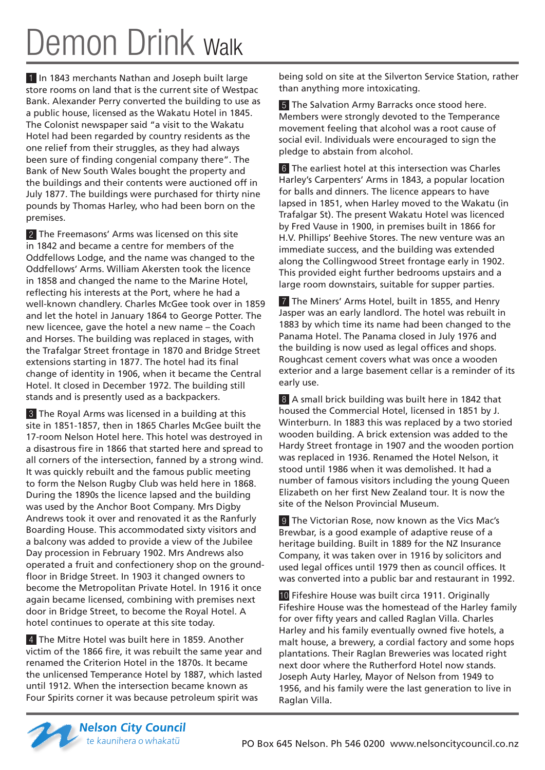# Demon Drink Walk

**1** In 1843 merchants Nathan and Joseph built large store rooms on land that is the current site of Westpac Bank. Alexander Perry converted the building to use as a public house, licensed as the Wakatu Hotel in 1845. The Colonist newspaper said "a visit to the Wakatu Hotel had been regarded by country residents as the one relief from their struggles, as they had always been sure of finding congenial company there". The Bank of New South Wales bought the property and the buildings and their contents were auctioned off in July 1877. The buildings were purchased for thirty nine pounds by Thomas Harley, who had been born on the premises.

**2** The Freemasons' Arms was licensed on this site in 1842 and became a centre for members of the Oddfellows Lodge, and the name was changed to the Oddfellows' Arms. William Akersten took the licence in 1858 and changed the name to the Marine Hotel, reflecting his interests at the Port, where he had a well-known chandlery. Charles McGee took over in 1859 and let the hotel in January 1864 to George Potter. The new licencee, gave the hotel a new name – the Coach and Horses. The building was replaced in stages, with the Trafalgar Street frontage in 1870 and Bridge Street extensions starting in 1877. The hotel had its final change of identity in 1906, when it became the Central Hotel. It closed in December 1972. The building still stands and is presently used as a backpackers.

**3** The Royal Arms was licensed in a building at this site in 1851-1857, then in 1865 Charles McGee built the 17-room Nelson Hotel here. This hotel was destroyed in a disastrous fire in 1866 that started here and spread to all corners of the intersection, fanned by a strong wind. It was quickly rebuilt and the famous public meeting to form the Nelson Rugby Club was held here in 1868. During the 1890s the licence lapsed and the building was used by the Anchor Boot Company. Mrs Digby Andrews took it over and renovated it as the Ranfurly Boarding House. This accommodated sixty visitors and a balcony was added to provide a view of the Jubilee Day procession in February 1902. Mrs Andrews also operated a fruit and confectionery shop on the ground-floor in Bridge Street. In 1903 it changed owners to become the Metropolitan Private Hotel. In 1916 it once again became licensed, combining with premises next door in Bridge Street, to become the Royal Hotel. A hotel continues to operate at this site today.

**4** The Mitre Hotel was built here in 1859. Another victim of the 1866 fire, it was rebuilt the same year and renamed the Criterion Hotel in the 1870s. It became the unlicensed Temperance Hotel by 1887, which lasted until 1912. When the intersection became known as Four Spirits corner it was because petroleum spirit was being sold on site at the Silverton Service Station, rather than anything more intoxicating.

**5** The Salvation Army Barracks once stood here. Members were strongly devoted to the Temperance movement feeling that alcohol was a root cause of social evil. Individuals were encouraged to sign the pledge to abstain from alcohol.

**6** The earliest hotel at this intersection was Charles Harley's Carpenters' Arms in 1843, a popular location for balls and dinners. The licence appears to have lapsed in 1851, when Harley moved to the Wakatu (in Trafalgar St). The present Wakatu Hotel was licenced by Fred Vause in 1900, in premises built in 1866 for H.V. Phillips' Beehive Stores. The new venture was an immediate success, and the building was extended along the Collingwood Street frontage early in 1902. This provided eight further bedrooms upstairs and a large room downstairs, suitable for supper parties.

**7** The Miners' Arms Hotel, built in 1855, and Henry Jasper was an early landlord. The hotel was rebuilt in 1883 by which time its name had been changed to the Panama Hotel. The Panama closed in July 1976 and the building is now used as legal offices and shops. Roughcast cement covers what was once a wooden exterior and a large basement cellar is a reminder of its early use.

**8** A small brick building was built here in 1842 that housed the Commercial Hotel, licensed in 1851 by J. Winterburn. In 1883 this was replaced by a two storied wooden building. A brick extension was added to the Hardy Street frontage in 1907 and the wooden portion was replaced in 1936. Renamed the Hotel Nelson, it stood until 1986 when it was demolished. It had a number of famous visitors including the young Queen Elizabeth on her first New Zealand tour. It is now the site of the Nelson Provincial Museum.

**9** The Victorian Rose, now known as the Vics Mac's Brewbar, is a good example of adaptive reuse of a heritage building. Built in 1889 for the NZ Insurance Company, it was taken over in 1916 by solicitors and used legal offices until 1979 then as council offices. It was converted into a public bar and restaurant in 1992.

**10** Fifeshire House was built circa 1911. Originally Fifeshire House was the homestead of the Harley family for over fifty years and called Raglan Villa. Charles Harley and his family eventually owned five hotels, a malt house, a brewery, a cordial factory and some hops plantations. Their Raglan Breweries was located right next door where the Rutherford Hotel now stands. Joseph Auty Harley, Mayor of Nelson from 1949 to 1956, and his family were the last generation to live in Raglan Villa.

**Nelson City Council**
*te kaunihera o whakatū*

PO Box 645 Nelson. Ph 546 0200 www.nelsoncitycouncil.co.nz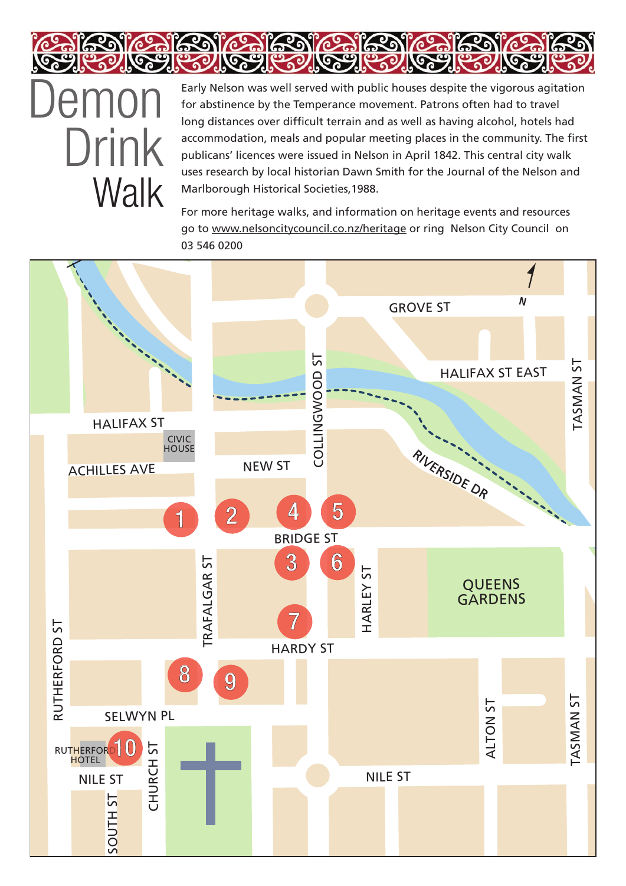# Demon Drink Walk

Early Nelson was well served with public houses despite the vigorous agitation for abstinence by the Temperance movement. Patrons often had to travel long distances over difficult terrain and as well as having alcohol, hotels had accommodation, meals and popular meeting places in the community. The first publicans' licences were issued in Nelson in April 1842. This central city walk uses research by local historian Dawn Smith for the Journal of the Nelson and Marlborough Historical Societies,1988.

For more heritage walks, and information on heritage events and resources go to www.nelsoncitycouncil.co.nz/heritage or ring Nelson City Council on 03 546 0200

GROVE ST
N
HALIFAX ST EAST
TASMAN ST
COLLINGWOOD ST
HALIFAX ST
CIVIC HOUSE
ACHILLES AVE
NEW ST
RIVERSIDE DR
1
2
4
5
BRIDGE ST
3
6
HARLEY ST
QUEENS GARDENS
TRAFALGAR ST
7
RUTHERFORD ST
HARDY ST
8
9
SELWYN PL
ALTON ST
TASMAN ST
RUTHERFORD HOTEL
10
CHURCH ST
NILE ST
NILE ST
SOUTH ST